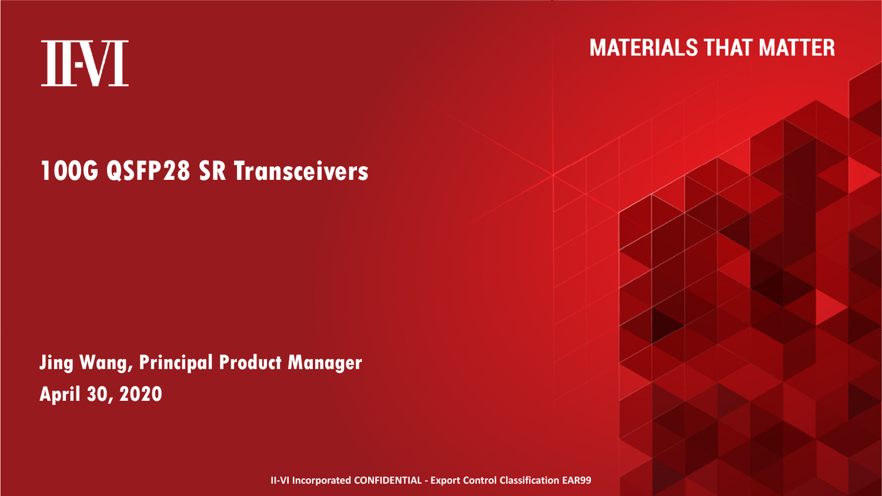II-VI

MATERIALS THAT MATTER

# 100G QSFP28 SR Transceivers

**Jing Wang, Principal Product Manager**

**April 30, 2020**

II-VI Incorporated CONFIDENTIAL - Export Control Classification EAR99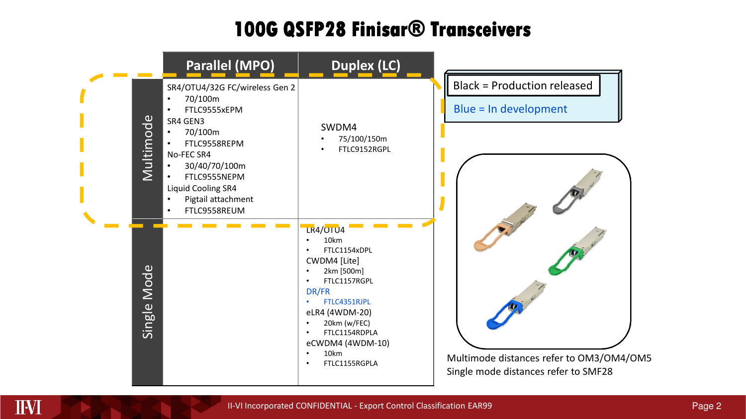# 100G QSFP28 Finisar® Transceivers

| | Parallel (MPO) | Duplex (LC) |
|---|---|---|
| Multimode | SR4/OTU4/32G FC/wireless Gen 2<br>• 70/100m<br>• FTLC9555xEPM<br>SR4 GEN3<br>• 70/100m<br>• FTLC9558REPM<br>No-FEC SR4<br>• 30/40/70/100m<br>• FTLC9555NEPM<br>Liquid Cooling SR4<br>• Pigtail attachment<br>• FTLC9558REUM | SWDM4<br>• 75/100/150m<br>• FTLC9152RGPL |
| Single Mode | | LR4/OTU4<br>• 10km<br>• FTLC1154xDPL<br>CWDM4 [Lite]<br>• 2km [500m]<br>• FTLC1157RGPL<br>DR/FR<br>• FTLC4351RJPL<br>eLR4 (4WDM-20)<br>• 20km (w/FEC)<br>• FTLC1154RDPLA<br>eCWDM4 (4WDM-10)<br>• 10km<br>• FTLC1155RGPLA |

Black = Production released

Blue = In development

Multimode distances refer to OM3/OM4/OM5
Single mode distances refer to SMF28

II-VI Incorporated CONFIDENTIAL - Export Control Classification EAR99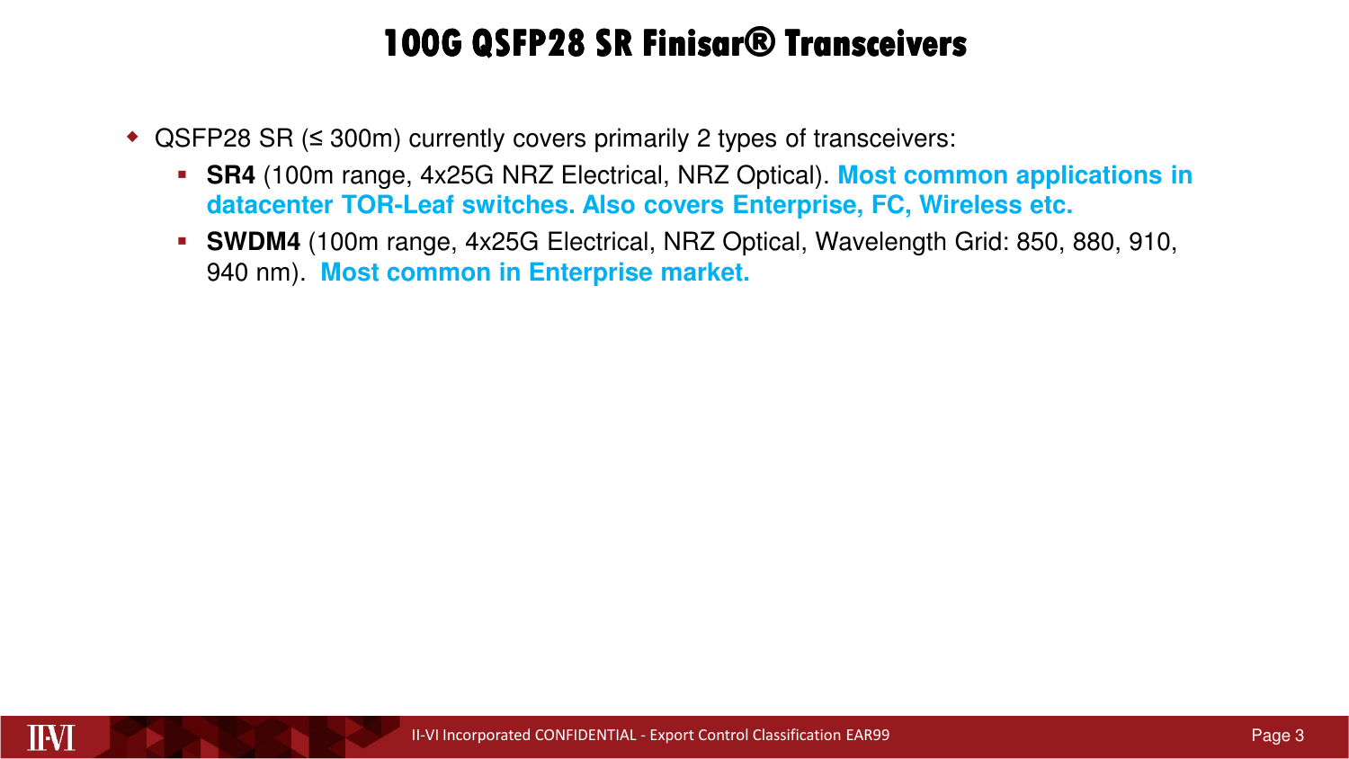# 100G QSFP28 SR Finisar® Transceivers

- QSFP28 SR (≤ 300m) currently covers primarily 2 types of transceivers:
  - **SR4** (100m range, 4x25G NRZ Electrical, NRZ Optical). **Most common applications in datacenter TOR-Leaf switches. Also covers Enterprise, FC, Wireless etc.**
  - **SWDM4** (100m range, 4x25G Electrical, NRZ Optical, Wavelength Grid: 850, 880, 910, 940 nm). **Most common in Enterprise market.**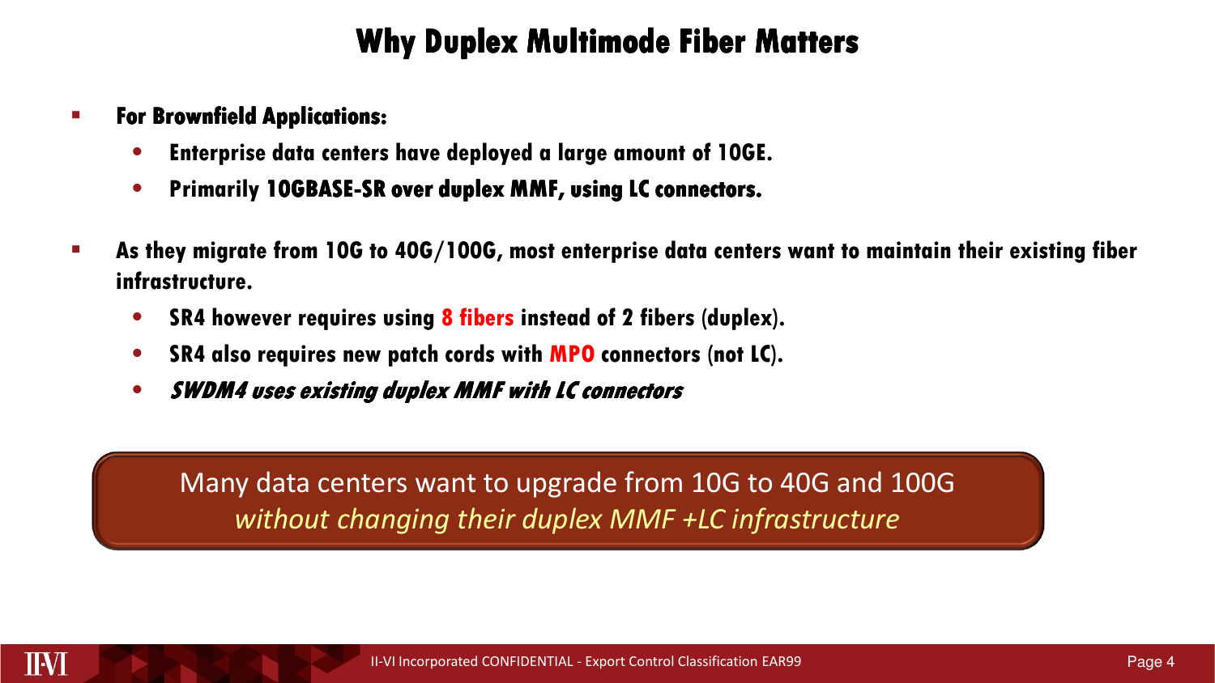# Why Duplex Multimode Fiber Matters

- **For Brownfield Applications:**
  - **Enterprise data centers have deployed a large amount of 10GE.**
  - **Primarily 10GBASE-SR over duplex MMF, using LC connectors.**
- **As they migrate from 10G to 40G/100G, most enterprise data centers want to maintain their existing fiber infrastructure.**
  - **SR4 however requires using 8 fibers instead of 2 fibers (duplex).**
  - **SR4 also requires new patch cords with MPO connectors (not LC).**
  - ***SWDM4 uses existing duplex MMF with LC connectors***

Many data centers want to upgrade from 10G to 40G and 100G
*without changing their duplex MMF +LC infrastructure*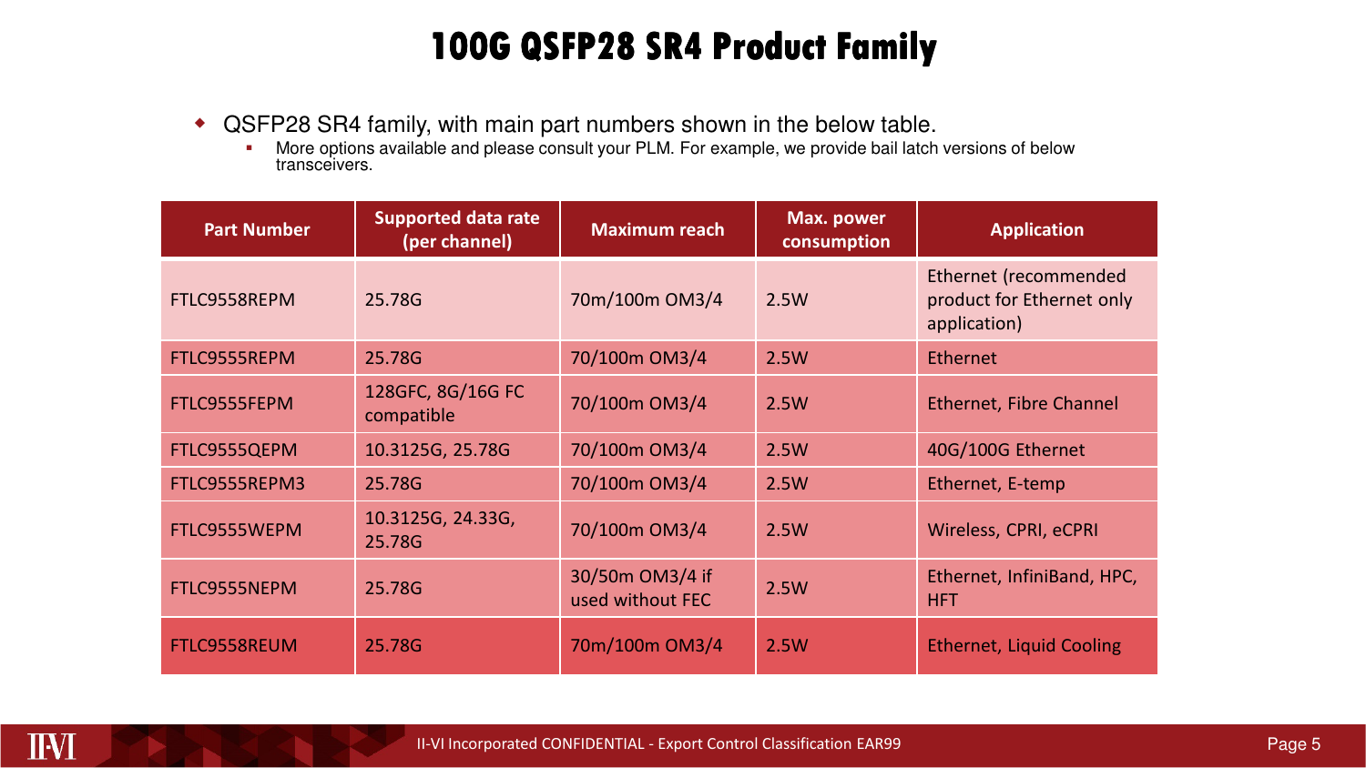# 100G QSFP28 SR4 Product Family

- QSFP28 SR4 family, with main part numbers shown in the below table.
  - More options available and please consult your PLM. For example, we provide bail latch versions of below transceivers.

| Part Number | Supported data rate (per channel) | Maximum reach | Max. power consumption | Application |
|---|---|---|---|---|
| FTLC9558REPM | 25.78G | 70m/100m OM3/4 | 2.5W | Ethernet (recommended product for Ethernet only application) |
| FTLC9555REPM | 25.78G | 70/100m OM3/4 | 2.5W | Ethernet |
| FTLC9555FEPM | 128GFC, 8G/16G FC compatible | 70/100m OM3/4 | 2.5W | Ethernet, Fibre Channel |
| FTLC9555QEPM | 10.3125G, 25.78G | 70/100m OM3/4 | 2.5W | 40G/100G Ethernet |
| FTLC9555REPM3 | 25.78G | 70/100m OM3/4 | 2.5W | Ethernet, E-temp |
| FTLC9555WEPM | 10.3125G, 24.33G, 25.78G | 70/100m OM3/4 | 2.5W | Wireless, CPRI, eCPRI |
| FTLC9555NEPM | 25.78G | 30/50m OM3/4 if used without FEC | 2.5W | Ethernet, InfiniBand, HPC, HFT |
| FTLC9558REUM | 25.78G | 70m/100m OM3/4 | 2.5W | Ethernet, Liquid Cooling |

II-VI Incorporated CONFIDENTIAL - Export Control Classification EAR99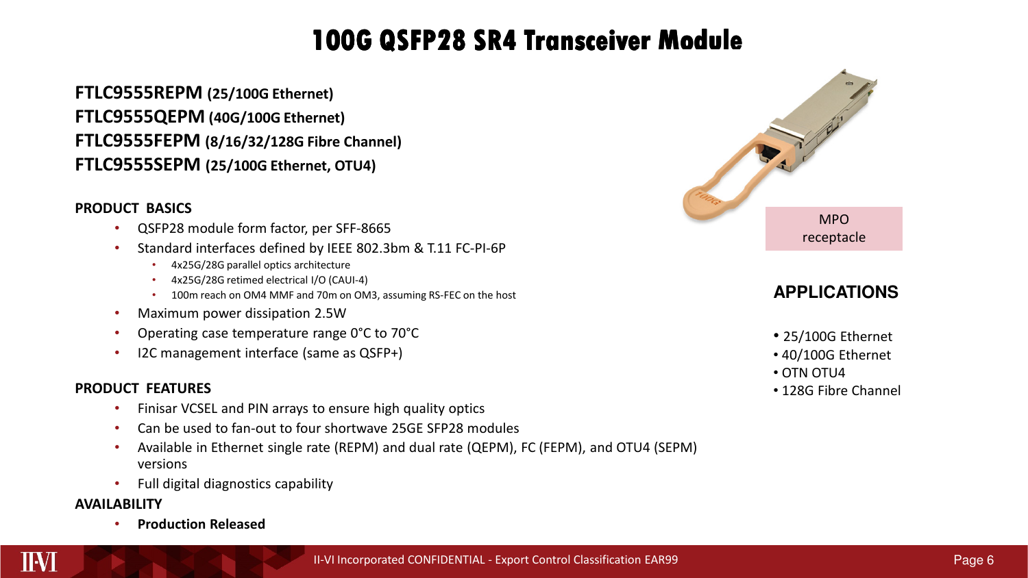# 100G QSFP28 SR4 Transceiver Module

**FTLC9555REPM (25/100G Ethernet)**
**FTLC9555QEPM (40G/100G Ethernet)**
**FTLC9555FEPM (8/16/32/128G Fibre Channel)**
**FTLC9555SEPM (25/100G Ethernet, OTU4)**

MPO receptacle

**PRODUCT BASICS**

- QSFP28 module form factor, per SFF-8665
- Standard interfaces defined by IEEE 802.3bm & T.11 FC-PI-6P
  - 4x25G/28G parallel optics architecture
  - 4x25G/28G retimed electrical I/O (CAUI-4)
  - 100m reach on OM4 MMF and 70m on OM3, assuming RS-FEC on the host
- Maximum power dissipation 2.5W
- Operating case temperature range 0°C to 70°C
- I2C management interface (same as QSFP+)

**PRODUCT FEATURES**

- Finisar VCSEL and PIN arrays to ensure high quality optics
- Can be used to fan-out to four shortwave 25GE SFP28 modules
- Available in Ethernet single rate (REPM) and dual rate (QEPM), FC (FEPM), and OTU4 (SEPM) versions
- Full digital diagnostics capability

**AVAILABILITY**

- **Production Released**

## APPLICATIONS

- 25/100G Ethernet
- 40/100G Ethernet
- OTN OTU4
- 128G Fibre Channel

II-VI Incorporated CONFIDENTIAL - Export Control Classification EAR99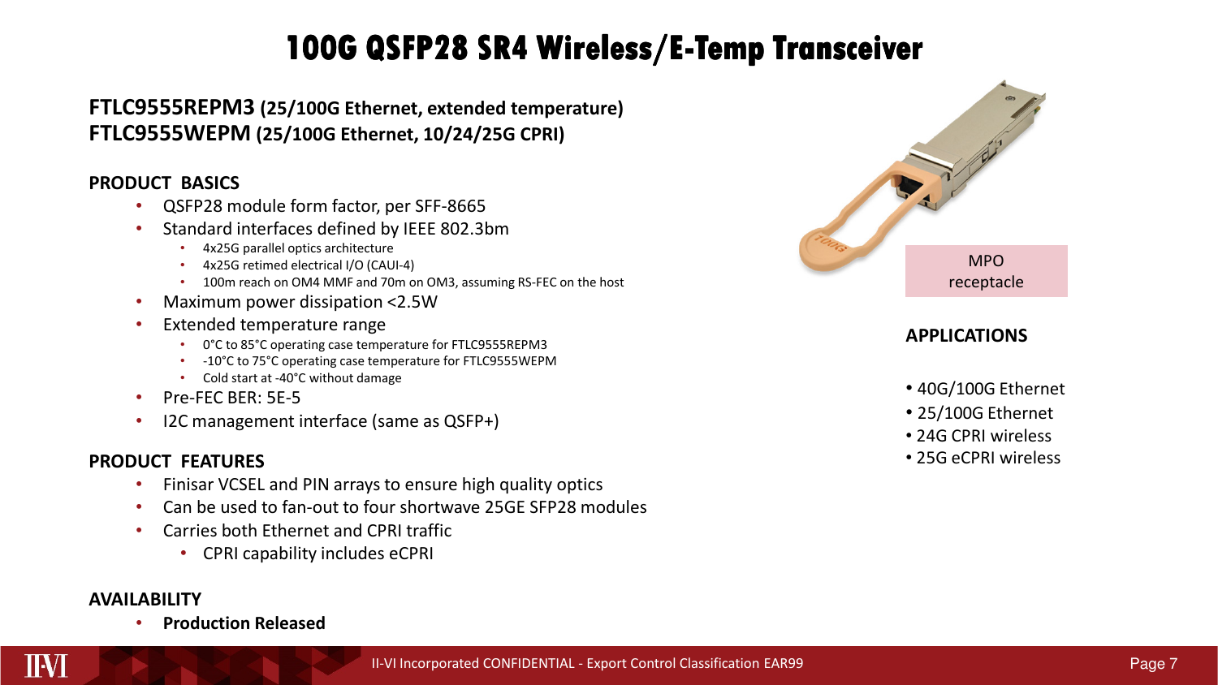# 100G QSFP28 SR4 Wireless/E-Temp Transceiver

**FTLC9555REPM3 (25/100G Ethernet, extended temperature)**
**FTLC9555WEPM (25/100G Ethernet, 10/24/25G CPRI)**

## PRODUCT BASICS

- QSFP28 module form factor, per SFF-8665
- Standard interfaces defined by IEEE 802.3bm
  - 4x25G parallel optics architecture
  - 4x25G retimed electrical I/O (CAUI-4)
  - 100m reach on OM4 MMF and 70m on OM3, assuming RS-FEC on the host
- Maximum power dissipation <2.5W
- Extended temperature range
  - 0°C to 85°C operating case temperature for FTLC9555REPM3
  - -10°C to 75°C operating case temperature for FTLC9555WEPM
  - Cold start at -40°C without damage
- Pre-FEC BER: 5E-5
- I2C management interface (same as QSFP+)

## PRODUCT FEATURES

- Finisar VCSEL and PIN arrays to ensure high quality optics
- Can be used to fan-out to four shortwave 25GE SFP28 modules
- Carries both Ethernet and CPRI traffic
  - CPRI capability includes eCPRI

## AVAILABILITY

- **Production Released**

MPO receptacle

## APPLICATIONS

- 40G/100G Ethernet
- 25/100G Ethernet
- 24G CPRI wireless
- 25G eCPRI wireless

II-VI Incorporated CONFIDENTIAL - Export Control Classification EAR99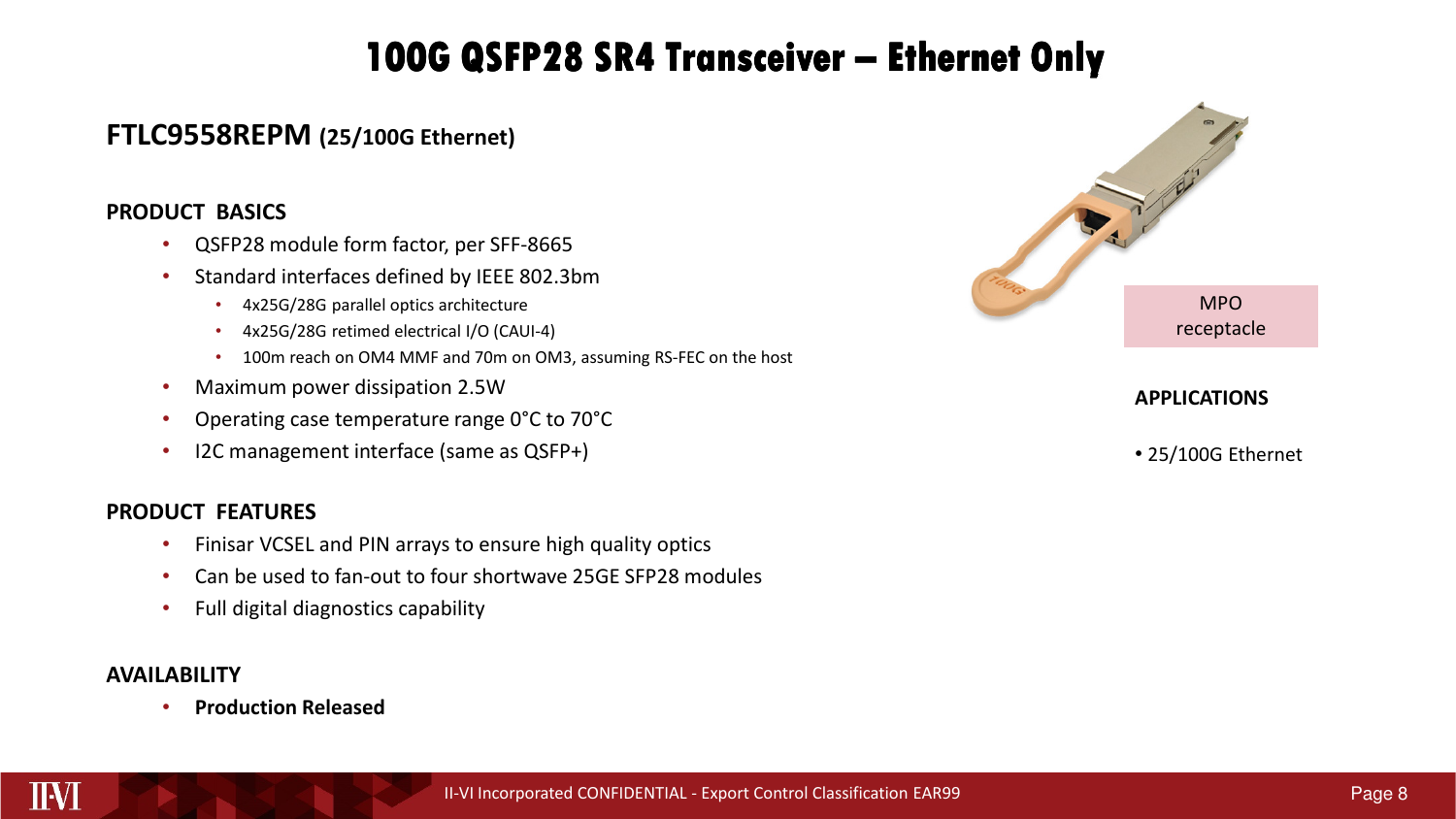# 100G QSFP28 SR4 Transceiver – Ethernet Only

## FTLC9558REPM (25/100G Ethernet)

### PRODUCT BASICS

- QSFP28 module form factor, per SFF-8665
- Standard interfaces defined by IEEE 802.3bm
  - 4x25G/28G parallel optics architecture
  - 4x25G/28G retimed electrical I/O (CAUI-4)
  - 100m reach on OM4 MMF and 70m on OM3, assuming RS-FEC on the host
- Maximum power dissipation 2.5W
- Operating case temperature range 0°C to 70°C
- I2C management interface (same as QSFP+)

### PRODUCT FEATURES

- Finisar VCSEL and PIN arrays to ensure high quality optics
- Can be used to fan-out to four shortwave 25GE SFP28 modules
- Full digital diagnostics capability

### AVAILABILITY

- **Production Released**

MPO receptacle

### APPLICATIONS

- 25/100G Ethernet

II-VI Incorporated CONFIDENTIAL - Export Control Classification EAR99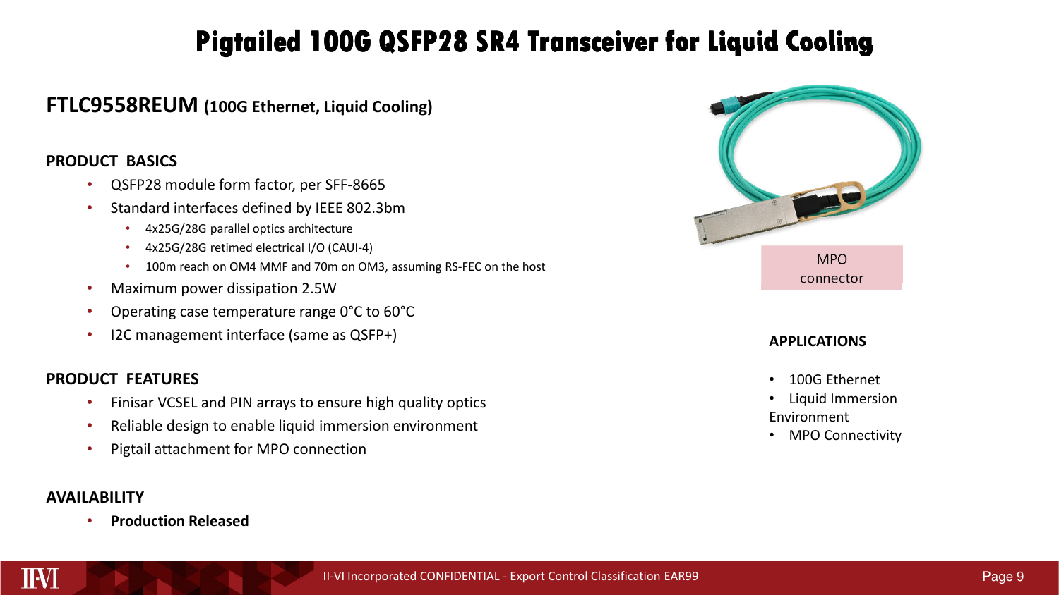# Pigtailed 100G QSFP28 SR4 Transceiver for Liquid Cooling

## FTLC9558REUM (100G Ethernet, Liquid Cooling)

### PRODUCT BASICS

- QSFP28 module form factor, per SFF-8665
- Standard interfaces defined by IEEE 802.3bm
  - 4x25G/28G parallel optics architecture
  - 4x25G/28G retimed electrical I/O (CAUI-4)
  - 100m reach on OM4 MMF and 70m on OM3, assuming RS-FEC on the host
- Maximum power dissipation 2.5W
- Operating case temperature range 0°C to 60°C
- I2C management interface (same as QSFP+)

### PRODUCT FEATURES

- Finisar VCSEL and PIN arrays to ensure high quality optics
- Reliable design to enable liquid immersion environment
- Pigtail attachment for MPO connection

### AVAILABILITY

- **Production Released**

MPO connector

### APPLICATIONS

- 100G Ethernet
- Liquid Immersion Environment
- MPO Connectivity

II-VI Incorporated CONFIDENTIAL - Export Control Classification EAR99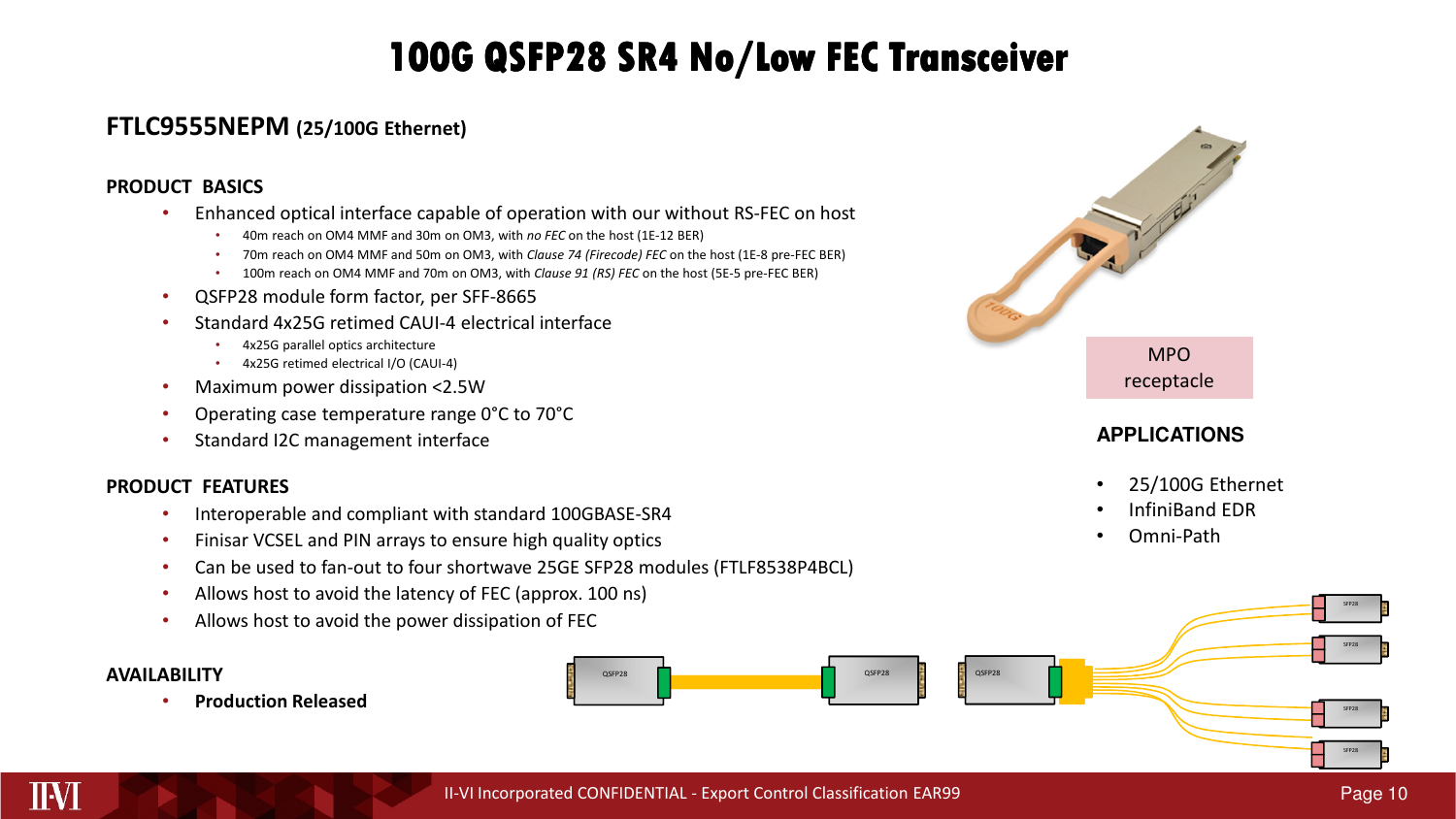# 100G QSFP28 SR4 No/Low FEC Transceiver

## FTLC9555NEPM (25/100G Ethernet)

### PRODUCT BASICS

- Enhanced optical interface capable of operation with our without RS-FEC on host
  - 40m reach on OM4 MMF and 30m on OM3, with *no FEC* on the host (1E-12 BER)
  - 70m reach on OM4 MMF and 50m on OM3, with *Clause 74 (Firecode) FEC* on the host (1E-8 pre-FEC BER)
  - 100m reach on OM4 MMF and 70m on OM3, with *Clause 91 (RS) FEC* on the host (5E-5 pre-FEC BER)
- QSFP28 module form factor, per SFF-8665
- Standard 4x25G retimed CAUI-4 electrical interface
  - 4x25G parallel optics architecture
  - 4x25G retimed electrical I/O (CAUI-4)
- Maximum power dissipation <2.5W
- Operating case temperature range 0°C to 70°C
- Standard I2C management interface

### PRODUCT FEATURES

- Interoperable and compliant with standard 100GBASE-SR4
- Finisar VCSEL and PIN arrays to ensure high quality optics
- Can be used to fan-out to four shortwave 25GE SFP28 modules (FTLF8538P4BCL)
- Allows host to avoid the latency of FEC (approx. 100 ns)
- Allows host to avoid the power dissipation of FEC

### AVAILABILITY

- **Production Released**

MPO receptacle

### APPLICATIONS

- 25/100G Ethernet
- InfiniBand EDR
- Omni-Path

QSFP28 QSFP28 QSFP28 SFP28 SFP28 SFP28 SFP28

II-VI Incorporated CONFIDENTIAL - Export Control Classification EAR99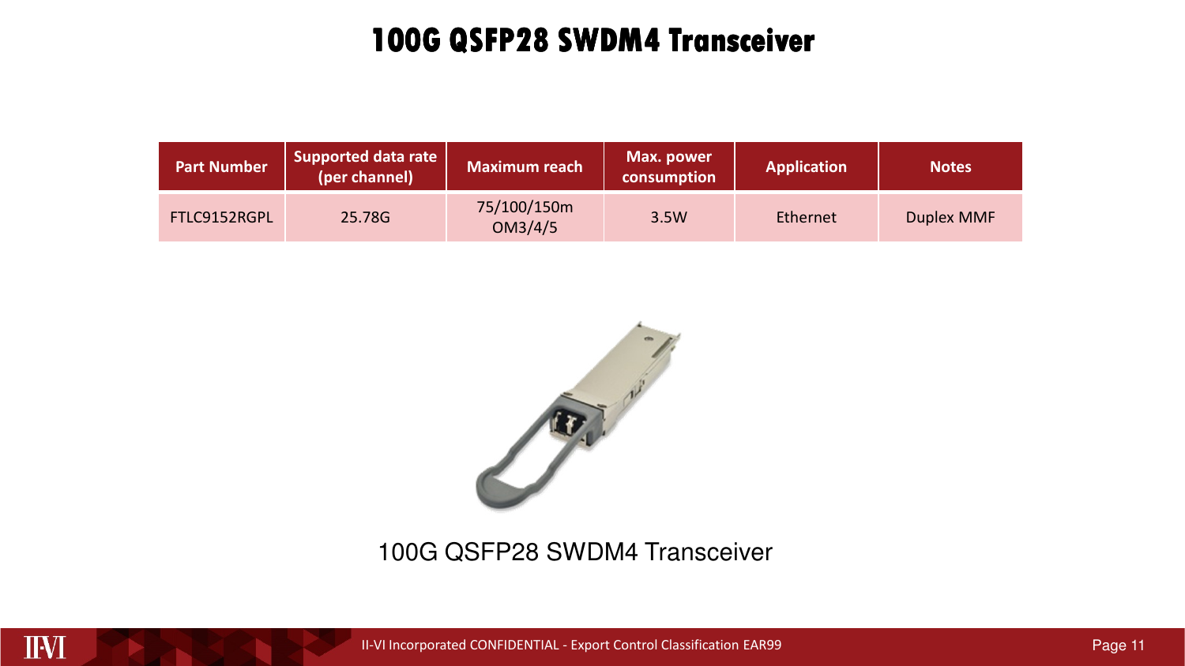# 100G QSFP28 SWDM4 Transceiver

| Part Number | Supported data rate (per channel) | Maximum reach | Max. power consumption | Application | Notes |
|---|---|---|---|---|---|
| FTLC9152RGPL | 25.78G | 75/100/150m OM3/4/5 | 3.5W | Ethernet | Duplex MMF |

100G QSFP28 SWDM4 Transceiver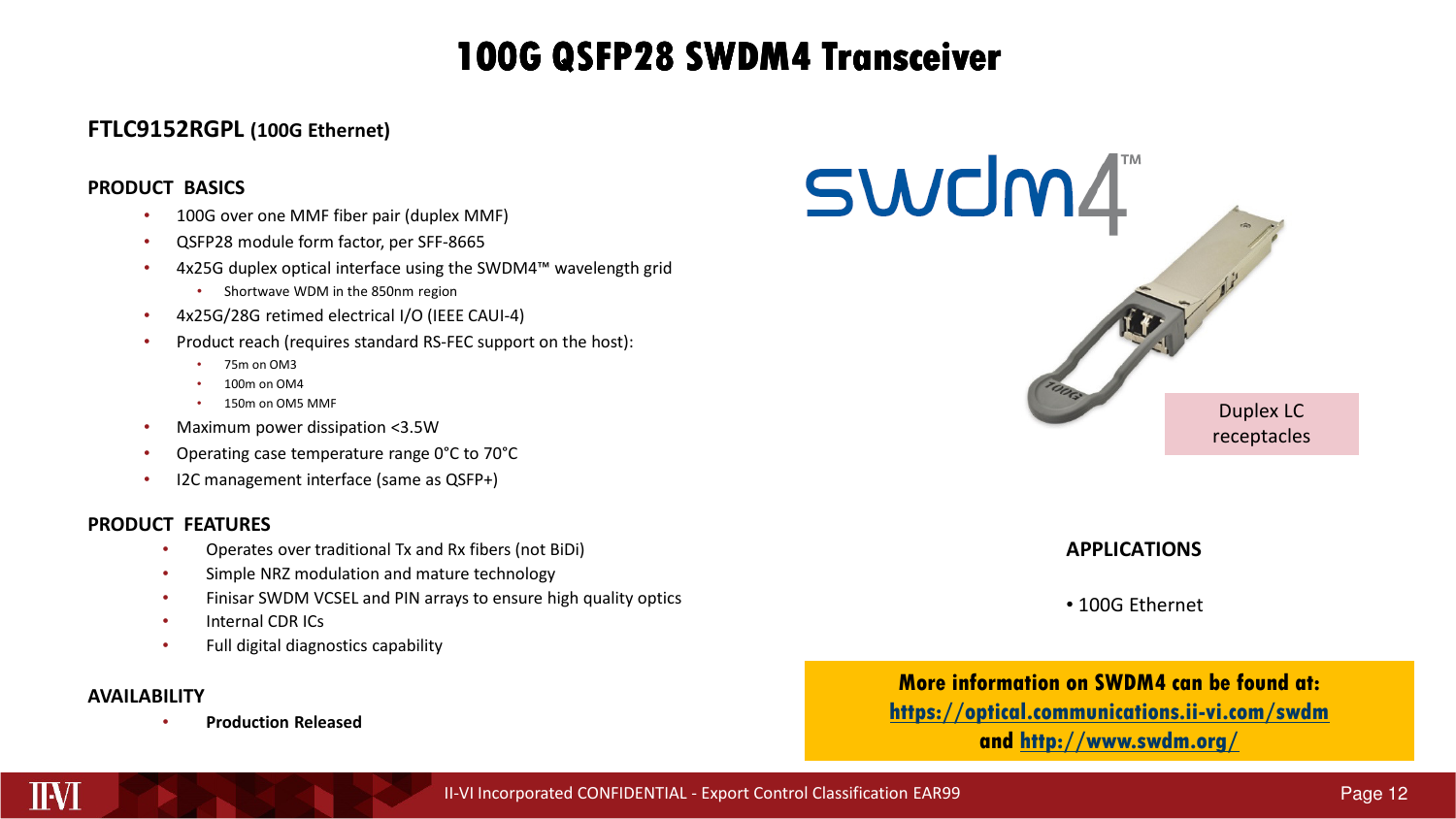# 100G QSFP28 SWDM4 Transceiver

## FTLC9152RGPL (100G Ethernet)

### PRODUCT BASICS

- 100G over one MMF fiber pair (duplex MMF)
- QSFP28 module form factor, per SFF-8665
- 4x25G duplex optical interface using the SWDM4™ wavelength grid
  - Shortwave WDM in the 850nm region
- 4x25G/28G retimed electrical I/O (IEEE CAUI-4)
- Product reach (requires standard RS-FEC support on the host):
  - 75m on OM3
  - 100m on OM4
  - 150m on OM5 MMF
- Maximum power dissipation <3.5W
- Operating case temperature range 0°C to 70°C
- I2C management interface (same as QSFP+)

### PRODUCT FEATURES

- Operates over traditional Tx and Rx fibers (not BiDi)
- Simple NRZ modulation and mature technology
- Finisar SWDM VCSEL and PIN arrays to ensure high quality optics
- Internal CDR ICs
- Full digital diagnostics capability

### AVAILABILITY

- **Production Released**

swdm4™

Duplex LC receptacles

### APPLICATIONS

- 100G Ethernet

**More information on SWDM4 can be found at:**
**https://optical.communications.ii-vi.com/swdm**
**and http://www.swdm.org/**

II-VI Incorporated CONFIDENTIAL - Export Control Classification EAR99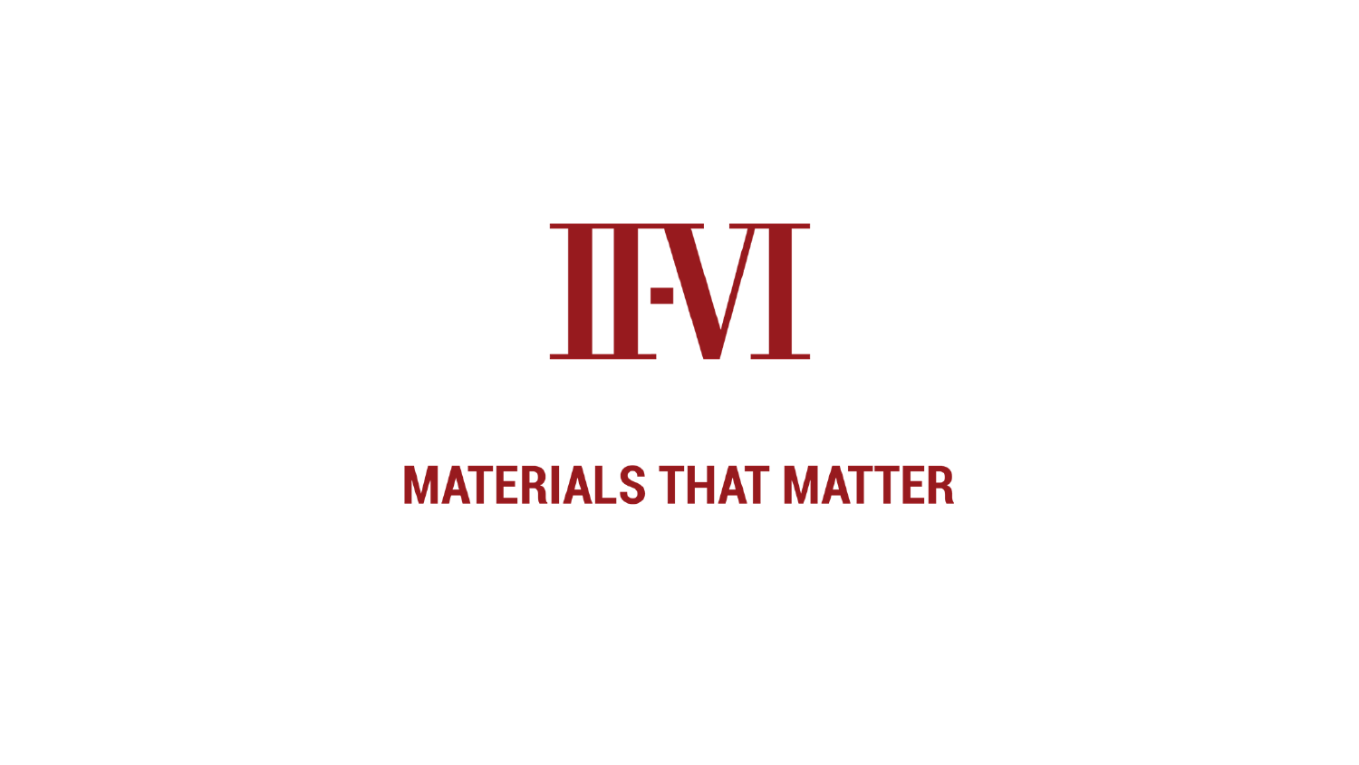II-VI

MATERIALS THAT MATTER